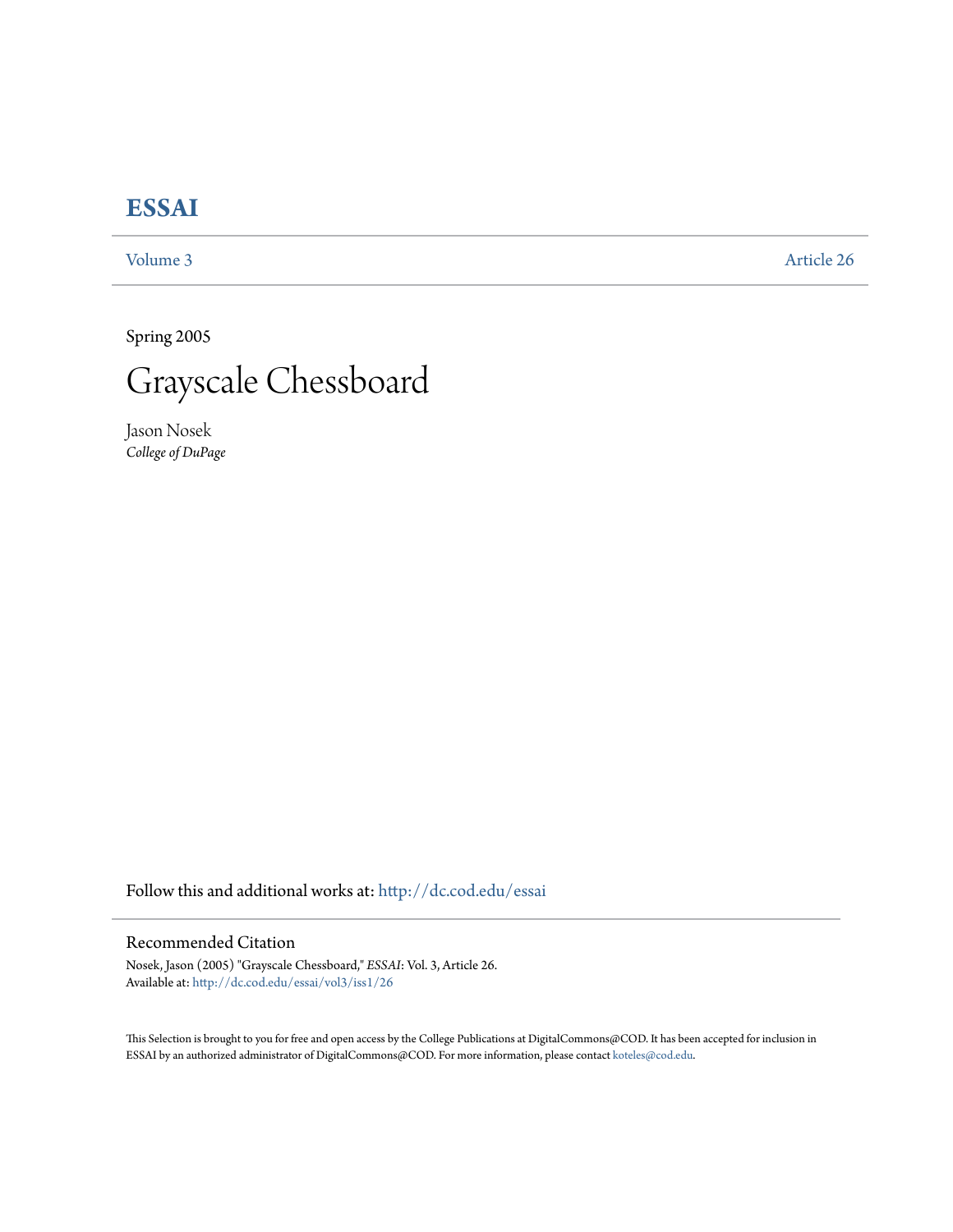# ESSAI

Volume 3 | Article 26

Spring 2005

# Grayscale Chessboard

Jason Nosek
*College of DuPage*

Follow this and additional works at: http://dc.cod.edu/essai

## Recommended Citation

Nosek, Jason (2005) "Grayscale Chessboard," *ESSAI*: Vol. 3, Article 26.
Available at: http://dc.cod.edu/essai/vol3/iss1/26

This Selection is brought to you for free and open access by the College Publications at DigitalCommons@COD. It has been accepted for inclusion in ESSAI by an authorized administrator of DigitalCommons@COD. For more information, please contact koteles@cod.edu.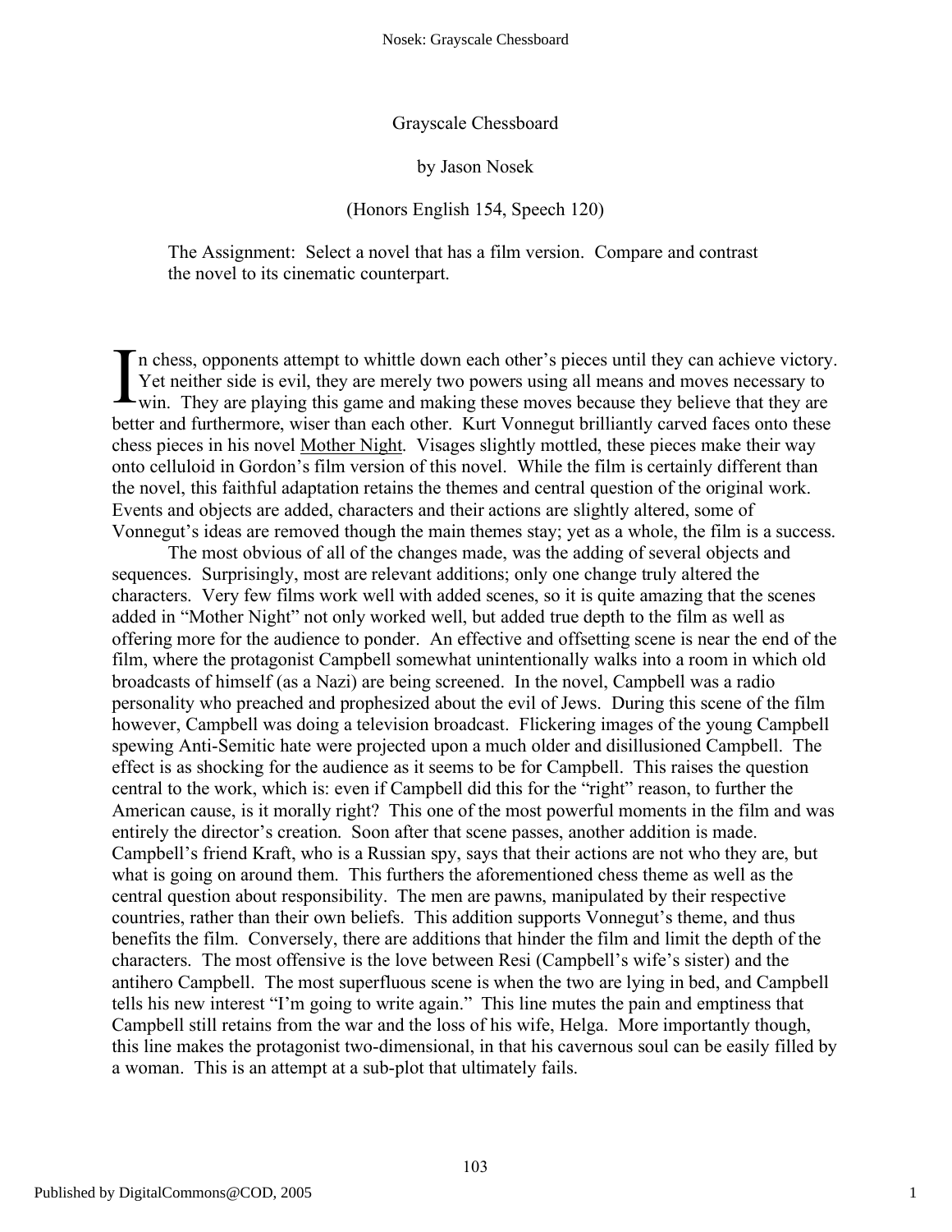Grayscale Chessboard

by Jason Nosek

(Honors English 154, Speech 120)

The Assignment: Select a novel that has a film version. Compare and contrast the novel to its cinematic counterpart.

In chess, opponents attempt to whittle down each other's pieces until they can achieve victory. Yet neither side is evil, they are merely two powers using all means and moves necessary to win. They are playing this game and making these moves because they believe that they are better and furthermore, wiser than each other. Kurt Vonnegut brilliantly carved faces onto these chess pieces in his novel Mother Night. Visages slightly mottled, these pieces make their way onto celluloid in Gordon's film version of this novel. While the film is certainly different than the novel, this faithful adaptation retains the themes and central question of the original work. Events and objects are added, characters and their actions are slightly altered, some of Vonnegut's ideas are removed though the main themes stay; yet as a whole, the film is a success.

The most obvious of all of the changes made, was the adding of several objects and sequences. Surprisingly, most are relevant additions; only one change truly altered the characters. Very few films work well with added scenes, so it is quite amazing that the scenes added in "Mother Night" not only worked well, but added true depth to the film as well as offering more for the audience to ponder. An effective and offsetting scene is near the end of the film, where the protagonist Campbell somewhat unintentionally walks into a room in which old broadcasts of himself (as a Nazi) are being screened. In the novel, Campbell was a radio personality who preached and prophesized about the evil of Jews. During this scene of the film however, Campbell was doing a television broadcast. Flickering images of the young Campbell spewing Anti-Semitic hate were projected upon a much older and disillusioned Campbell. The effect is as shocking for the audience as it seems to be for Campbell. This raises the question central to the work, which is: even if Campbell did this for the "right" reason, to further the American cause, is it morally right? This one of the most powerful moments in the film and was entirely the director's creation. Soon after that scene passes, another addition is made. Campbell's friend Kraft, who is a Russian spy, says that their actions are not who they are, but what is going on around them. This furthers the aforementioned chess theme as well as the central question about responsibility. The men are pawns, manipulated by their respective countries, rather than their own beliefs. This addition supports Vonnegut's theme, and thus benefits the film. Conversely, there are additions that hinder the film and limit the depth of the characters. The most offensive is the love between Resi (Campbell's wife's sister) and the antihero Campbell. The most superfluous scene is when the two are lying in bed, and Campbell tells his new interest "I'm going to write again." This line mutes the pain and emptiness that Campbell still retains from the war and the loss of his wife, Helga. More importantly though, this line makes the protagonist two-dimensional, in that his cavernous soul can be easily filled by a woman. This is an attempt at a sub-plot that ultimately fails.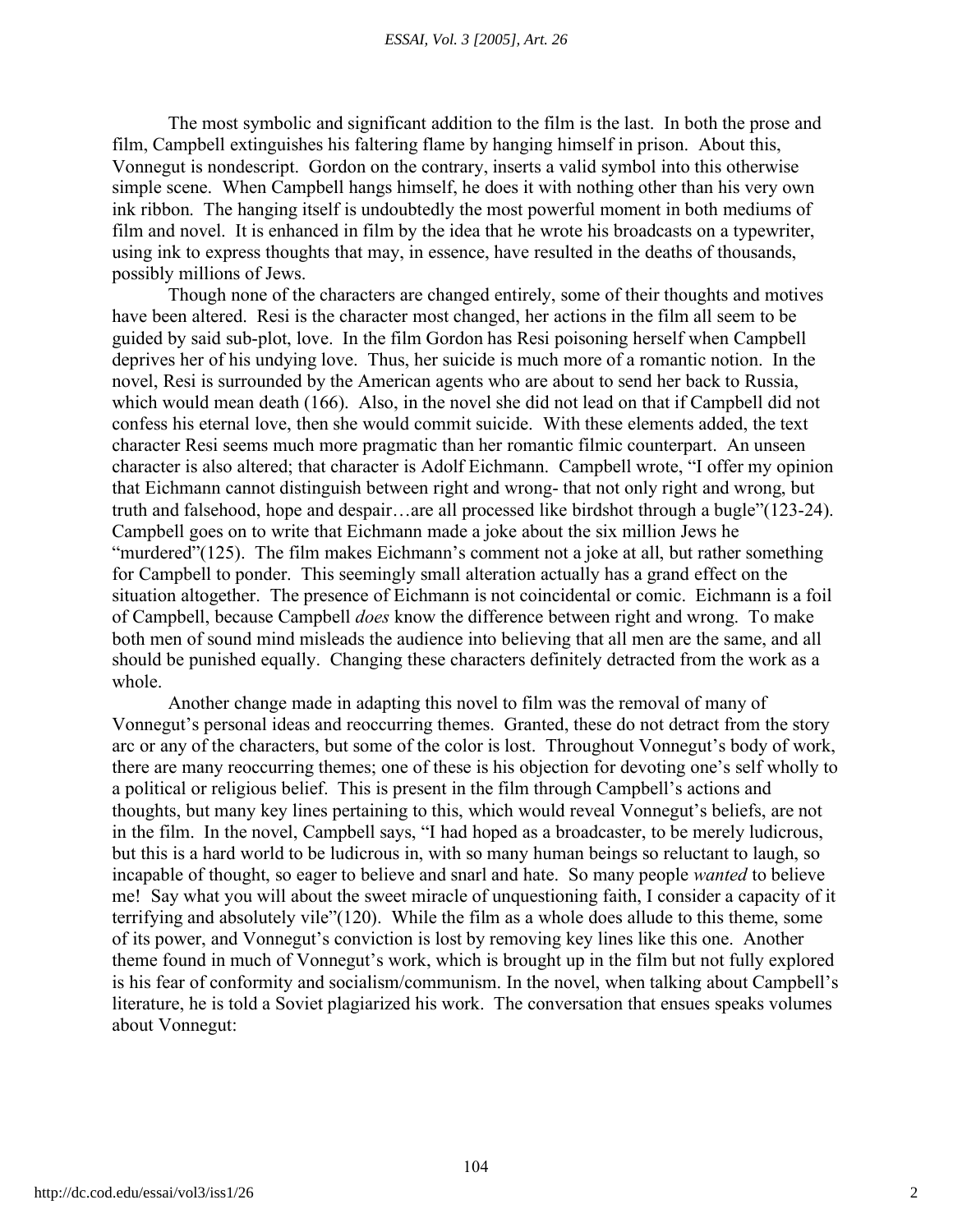The most symbolic and significant addition to the film is the last. In both the prose and film, Campbell extinguishes his faltering flame by hanging himself in prison. About this, Vonnegut is nondescript. Gordon on the contrary, inserts a valid symbol into this otherwise simple scene. When Campbell hangs himself, he does it with nothing other than his very own ink ribbon. The hanging itself is undoubtedly the most powerful moment in both mediums of film and novel. It is enhanced in film by the idea that he wrote his broadcasts on a typewriter, using ink to express thoughts that may, in essence, have resulted in the deaths of thousands, possibly millions of Jews.

Though none of the characters are changed entirely, some of their thoughts and motives have been altered. Resi is the character most changed, her actions in the film all seem to be guided by said sub-plot, love. In the film Gordon has Resi poisoning herself when Campbell deprives her of his undying love. Thus, her suicide is much more of a romantic notion. In the novel, Resi is surrounded by the American agents who are about to send her back to Russia, which would mean death (166). Also, in the novel she did not lead on that if Campbell did not confess his eternal love, then she would commit suicide. With these elements added, the text character Resi seems much more pragmatic than her romantic filmic counterpart. An unseen character is also altered; that character is Adolf Eichmann. Campbell wrote, "I offer my opinion that Eichmann cannot distinguish between right and wrong- that not only right and wrong, but truth and falsehood, hope and despair…are all processed like birdshot through a bugle"(123-24). Campbell goes on to write that Eichmann made a joke about the six million Jews he "murdered"(125). The film makes Eichmann's comment not a joke at all, but rather something for Campbell to ponder. This seemingly small alteration actually has a grand effect on the situation altogether. The presence of Eichmann is not coincidental or comic. Eichmann is a foil of Campbell, because Campbell *does* know the difference between right and wrong. To make both men of sound mind misleads the audience into believing that all men are the same, and all should be punished equally. Changing these characters definitely detracted from the work as a whole.

Another change made in adapting this novel to film was the removal of many of Vonnegut's personal ideas and reoccurring themes. Granted, these do not detract from the story arc or any of the characters, but some of the color is lost. Throughout Vonnegut's body of work, there are many reoccurring themes; one of these is his objection for devoting one's self wholly to a political or religious belief. This is present in the film through Campbell's actions and thoughts, but many key lines pertaining to this, which would reveal Vonnegut's beliefs, are not in the film. In the novel, Campbell says, "I had hoped as a broadcaster, to be merely ludicrous, but this is a hard world to be ludicrous in, with so many human beings so reluctant to laugh, so incapable of thought, so eager to believe and snarl and hate. So many people *wanted* to believe me! Say what you will about the sweet miracle of unquestioning faith, I consider a capacity of it terrifying and absolutely vile"(120). While the film as a whole does allude to this theme, some of its power, and Vonnegut's conviction is lost by removing key lines like this one. Another theme found in much of Vonnegut's work, which is brought up in the film but not fully explored is his fear of conformity and socialism/communism. In the novel, when talking about Campbell's literature, he is told a Soviet plagiarized his work. The conversation that ensues speaks volumes about Vonnegut: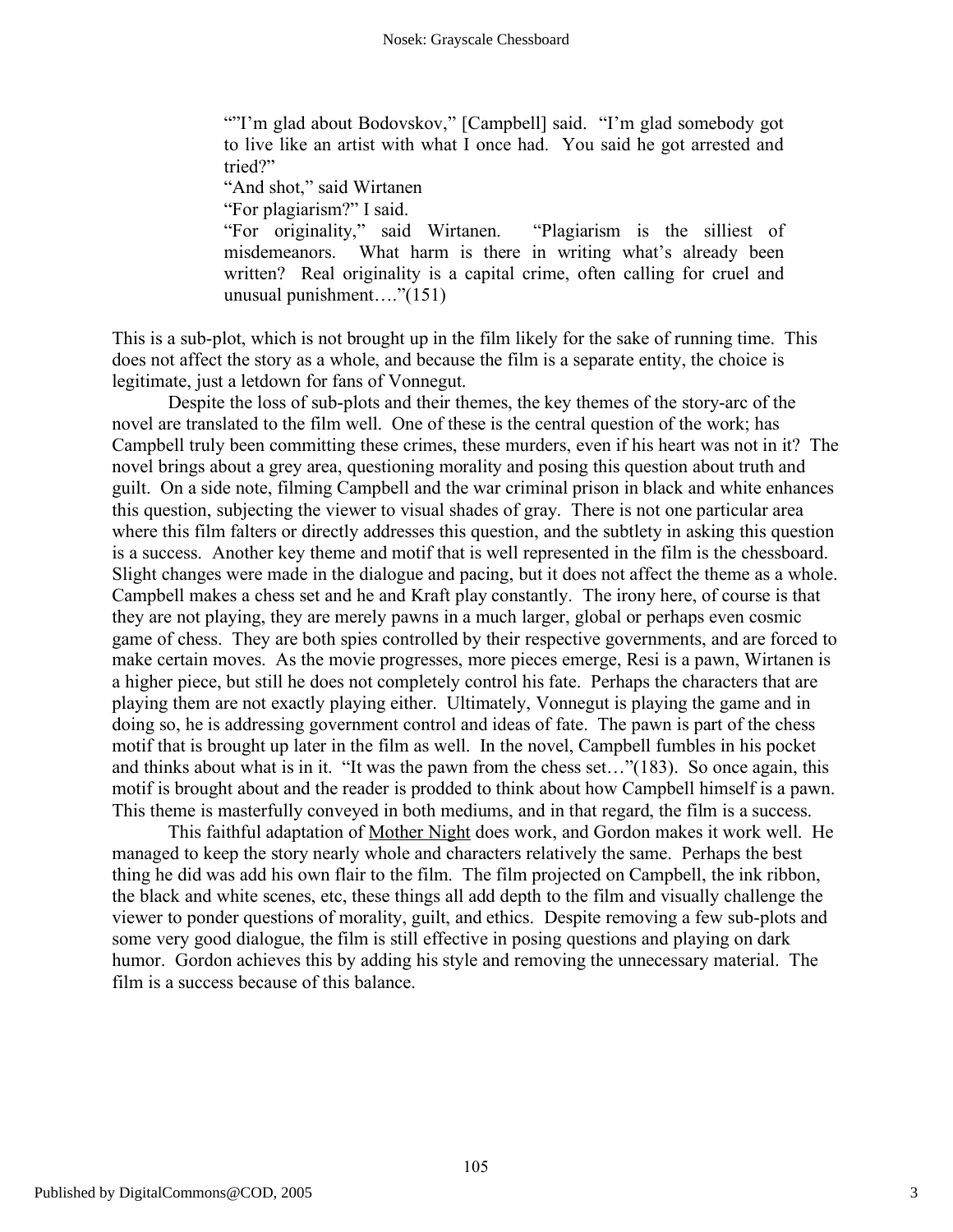> ""I'm glad about Bodovskov," [Campbell] said. "I'm glad somebody got to live like an artist with what I once had. You said he got arrested and tried?"
> "And shot," said Wirtanen
> "For plagiarism?" I said.
> "For originality," said Wirtanen. "Plagiarism is the silliest of misdemeanors. What harm is there in writing what's already been written? Real originality is a capital crime, often calling for cruel and unusual punishment…."(151)

This is a sub-plot, which is not brought up in the film likely for the sake of running time. This does not affect the story as a whole, and because the film is a separate entity, the choice is legitimate, just a letdown for fans of Vonnegut.

Despite the loss of sub-plots and their themes, the key themes of the story-arc of the novel are translated to the film well. One of these is the central question of the work; has Campbell truly been committing these crimes, these murders, even if his heart was not in it? The novel brings about a grey area, questioning morality and posing this question about truth and guilt. On a side note, filming Campbell and the war criminal prison in black and white enhances this question, subjecting the viewer to visual shades of gray. There is not one particular area where this film falters or directly addresses this question, and the subtlety in asking this question is a success. Another key theme and motif that is well represented in the film is the chessboard. Slight changes were made in the dialogue and pacing, but it does not affect the theme as a whole. Campbell makes a chess set and he and Kraft play constantly. The irony here, of course is that they are not playing, they are merely pawns in a much larger, global or perhaps even cosmic game of chess. They are both spies controlled by their respective governments, and are forced to make certain moves. As the movie progresses, more pieces emerge, Resi is a pawn, Wirtanen is a higher piece, but still he does not completely control his fate. Perhaps the characters that are playing them are not exactly playing either. Ultimately, Vonnegut is playing the game and in doing so, he is addressing government control and ideas of fate. The pawn is part of the chess motif that is brought up later in the film as well. In the novel, Campbell fumbles in his pocket and thinks about what is in it. "It was the pawn from the chess set…"(183). So once again, this motif is brought about and the reader is prodded to think about how Campbell himself is a pawn. This theme is masterfully conveyed in both mediums, and in that regard, the film is a success.

This faithful adaptation of Mother Night does work, and Gordon makes it work well. He managed to keep the story nearly whole and characters relatively the same. Perhaps the best thing he did was add his own flair to the film. The film projected on Campbell, the ink ribbon, the black and white scenes, etc, these things all add depth to the film and visually challenge the viewer to ponder questions of morality, guilt, and ethics. Despite removing a few sub-plots and some very good dialogue, the film is still effective in posing questions and playing on dark humor. Gordon achieves this by adding his style and removing the unnecessary material. The film is a success because of this balance.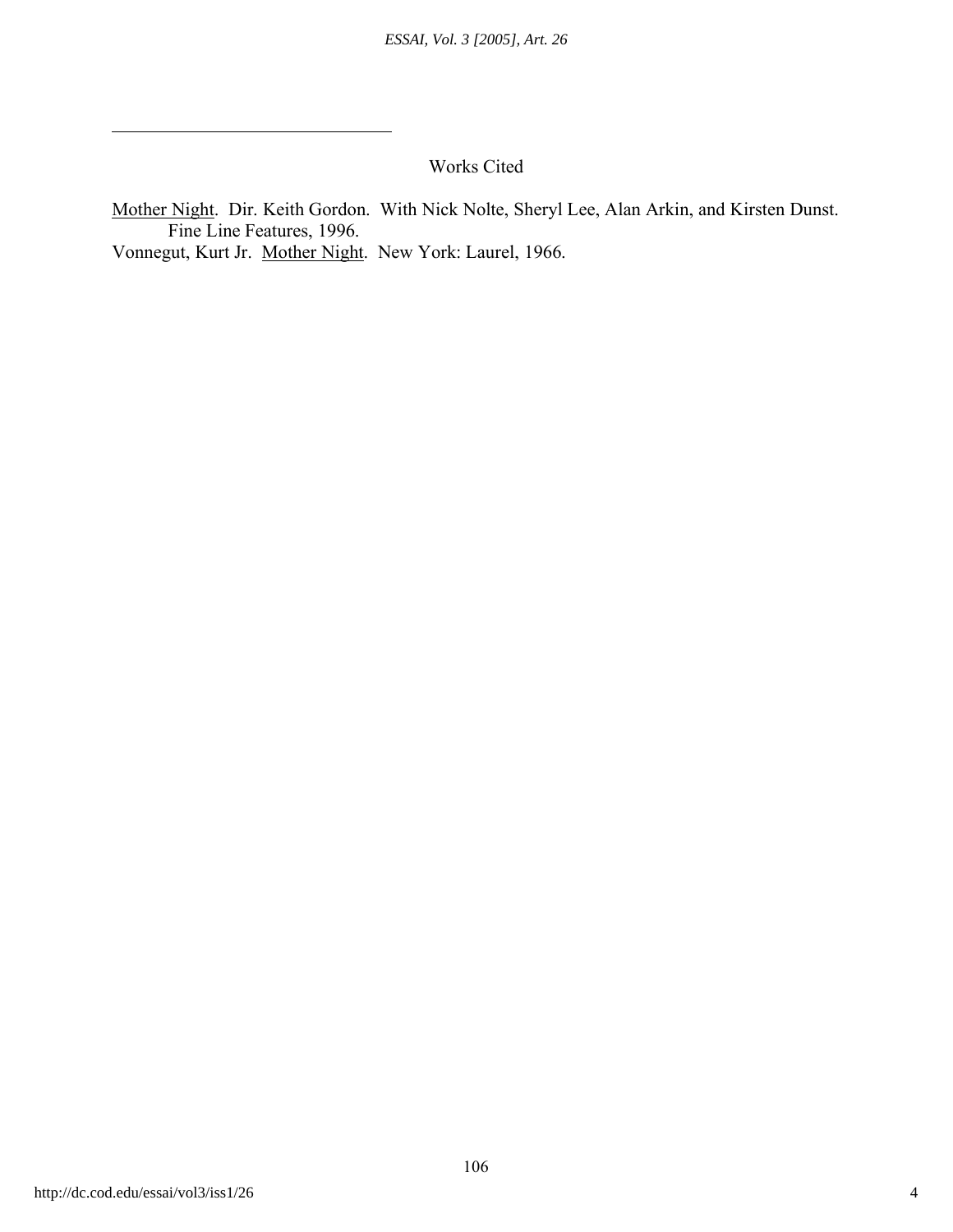## Works Cited

Mother Night. Dir. Keith Gordon. With Nick Nolte, Sheryl Lee, Alan Arkin, and Kirsten Dunst. Fine Line Features, 1996.

Vonnegut, Kurt Jr. Mother Night. New York: Laurel, 1966.